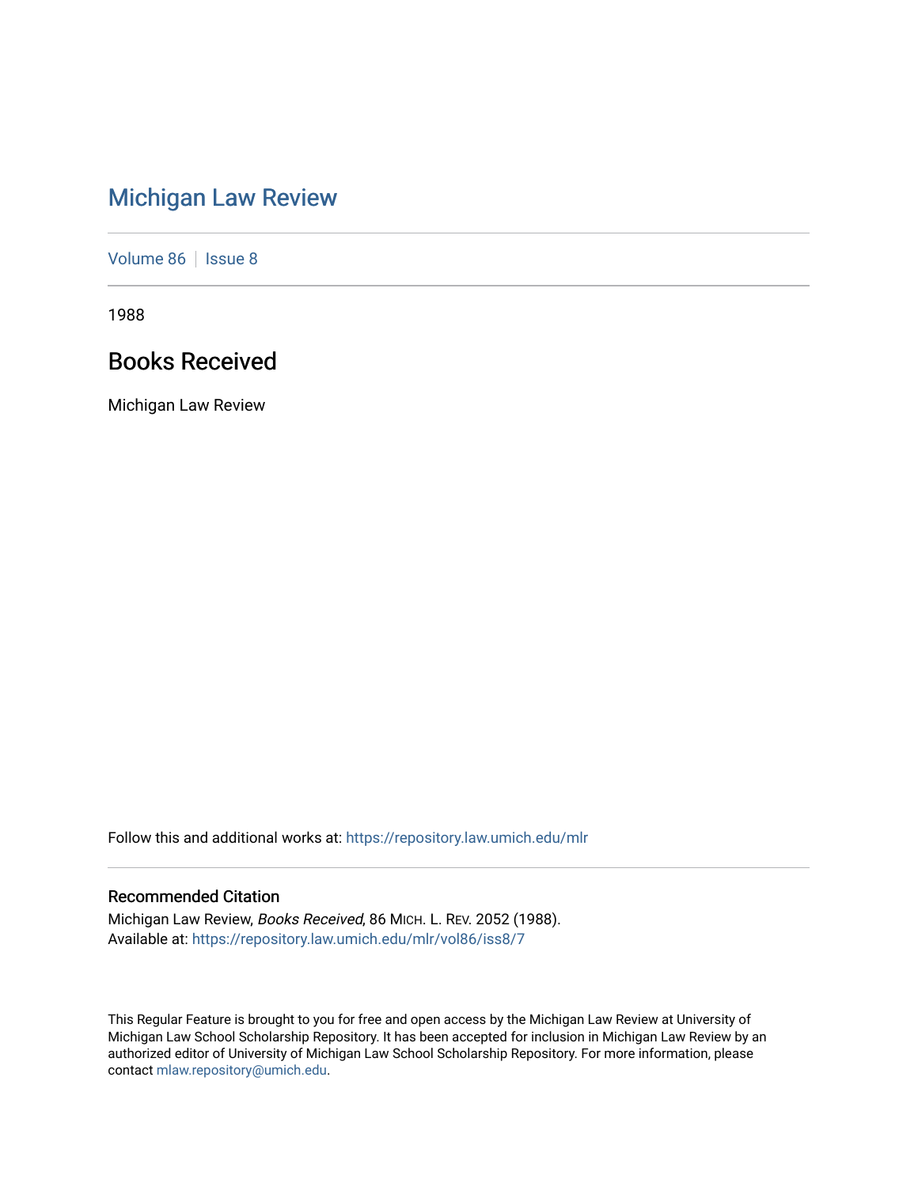# Michigan Law Review

Volume 86 | Issue 8

1988

## Books Received

Michigan Law Review

Follow this and additional works at: https://repository.law.umich.edu/mlr

### Recommended Citation

Michigan Law Review, *Books Received*, 86 MICH. L. REV. 2052 (1988).
Available at: https://repository.law.umich.edu/mlr/vol86/iss8/7

This Regular Feature is brought to you for free and open access by the Michigan Law Review at University of Michigan Law School Scholarship Repository. It has been accepted for inclusion in Michigan Law Review by an authorized editor of University of Michigan Law School Scholarship Repository. For more information, please contact mlaw.repository@umich.edu.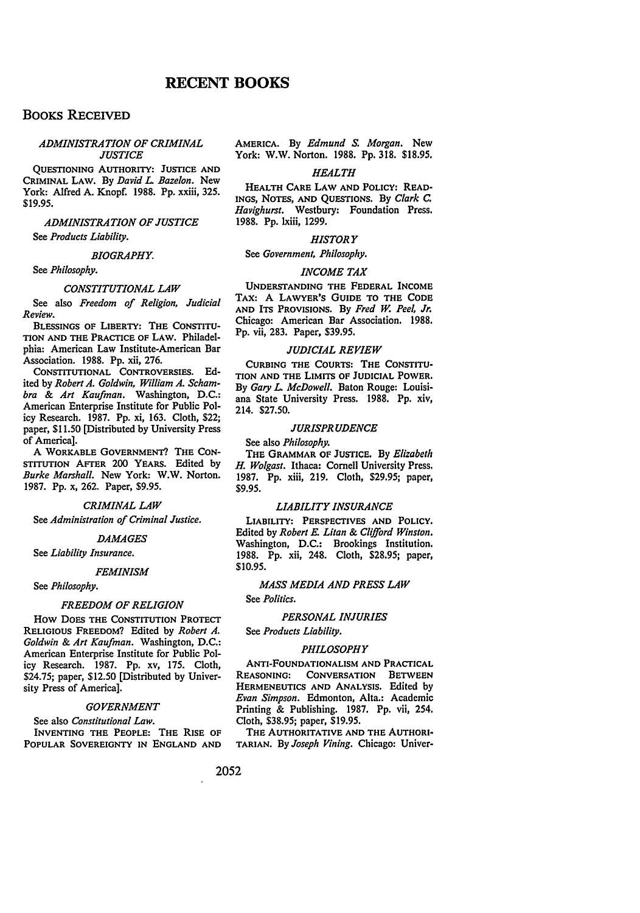# RECENT BOOKS

## Books Received

### *ADMINISTRATION OF CRIMINAL JUSTICE*

QUESTIONING AUTHORITY: JUSTICE AND CRIMINAL LAW. By *David L. Bazelon*. New York: Alfred A. Knopf. 1988. Pp. xxiii, 325. $19.95.

### *ADMINISTRATION OF JUSTICE*

See *Products Liability*.

### *BIOGRAPHY.*

See *Philosophy*.

### *CONSTITUTIONAL LAW*

See also *Freedom of Religion, Judicial Review*.

BLESSINGS OF LIBERTY: THE CONSTITUTION AND THE PRACTICE OF LAW. Philadelphia: American Law Institute-American Bar Association. 1988. Pp. xii, 276.

CONSTITUTIONAL CONTROVERSIES. Edited by *Robert A. Goldwin, William A. Schambra & Art Kaufman*. Washington, D.C.: American Enterprise Institute for Public Policy Research. 1987. Pp. xi, 163. Cloth, $22; paper, $11.50 [Distributed by University Press of America].

A WORKABLE GOVERNMENT? THE CONSTITUTION AFTER 200 YEARS. Edited by *Burke Marshall*. New York: W.W. Norton. 1987. Pp. x, 262. Paper, $9.95.

### *CRIMINAL LAW*

See *Administration of Criminal Justice*.

### *DAMAGES*

See *Liability Insurance*.

### *FEMINISM*

See *Philosophy*.

### *FREEDOM OF RELIGION*

HOW DOES THE CONSTITUTION PROTECT RELIGIOUS FREEDOM? Edited by *Robert A. Goldwin & Art Kaufman*. Washington, D.C.: American Enterprise Institute for Public Policy Research. 1987. Pp. xv, 175. Cloth, $24.75; paper, $12.50 [Distributed by University Press of America].

### *GOVERNMENT*

See also *Constitutional Law*.

INVENTING THE PEOPLE: THE RISE OF POPULAR SOVEREIGNTY IN ENGLAND AND AMERICA. By *Edmund S. Morgan*. New York: W.W. Norton. 1988. Pp. 318. $18.95.

### *HEALTH*

HEALTH CARE LAW AND POLICY: READINGS, NOTES, AND QUESTIONS. By *Clark C. Havighurst*. Westbury: Foundation Press. 1988. Pp. lxiii, 1299.

### *HISTORY*

See *Government, Philosophy*.

### *INCOME TAX*

UNDERSTANDING THE FEDERAL INCOME TAX: A LAWYER'S GUIDE TO THE CODE AND ITS PROVISIONS. By *Fred W. Peel, Jr.* Chicago: American Bar Association. 1988. Pp. vii, 283. Paper, $39.95.

### *JUDICIAL REVIEW*

CURBING THE COURTS: THE CONSTITUTION AND THE LIMITS OF JUDICIAL POWER. By *Gary L. McDowell*. Baton Rouge: Louisiana State University Press. 1988. Pp. xiv, 214. $27.50.

### *JURISPRUDENCE*

See also *Philosophy*.

THE GRAMMAR OF JUSTICE. By *Elizabeth H. Wolgast*. Ithaca: Cornell University Press. 1987. Pp. xiii, 219. Cloth, $29.95; paper, $9.95.

### *LIABILITY INSURANCE*

LIABILITY: PERSPECTIVES AND POLICY. Edited by *Robert E. Litan & Clifford Winston*. Washington, D.C.: Brookings Institution. 1988. Pp. xii, 248. Cloth, $28.95; paper, $10.95.

### *MASS MEDIA AND PRESS LAW*

See *Politics*.

### *PERSONAL INJURIES*

See *Products Liability*.

### *PHILOSOPHY*

ANTI-FOUNDATIONALISM AND PRACTICAL REASONING: CONVERSATION BETWEEN HERMENEUTICS AND ANALYSIS. Edited by *Evan Simpson*. Edmonton, Alta.: Academic Printing & Publishing. 1987. Pp. vii, 254. Cloth, $38.95; paper, $19.95.

THE AUTHORITATIVE AND THE AUTHORITARIAN. By *Joseph Vining*. Chicago: Univer-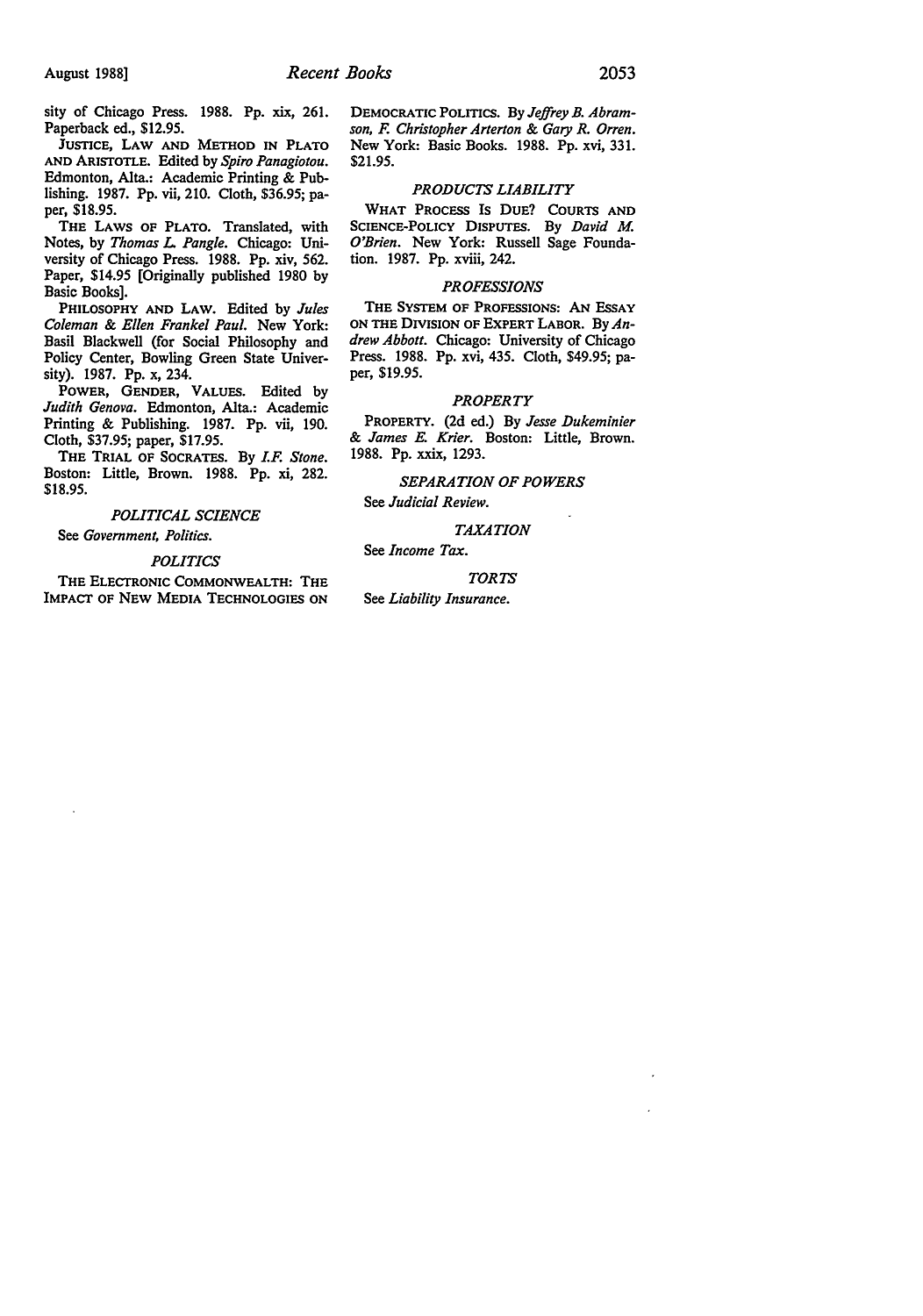sity of Chicago Press. 1988. Pp. xix, 261. Paperback ed., $12.95.

JUSTICE, LAW AND METHOD IN PLATO AND ARISTOTLE. Edited by *Spiro Panagiotou*. Edmonton, Alta.: Academic Printing & Publishing. 1987. Pp. vii, 210. Cloth, $36.95; paper, $18.95.

THE LAWS OF PLATO. Translated, with Notes, by *Thomas L. Pangle*. Chicago: University of Chicago Press. 1988. Pp. xiv, 562. Paper, $14.95 [Originally published 1980 by Basic Books].

PHILOSOPHY AND LAW. Edited by *Jules Coleman & Ellen Frankel Paul*. New York: Basil Blackwell (for Social Philosophy and Policy Center, Bowling Green State University). 1987. Pp. x, 234.

POWER, GENDER, VALUES. Edited by *Judith Genova*. Edmonton, Alta.: Academic Printing & Publishing. 1987. Pp. vii, 190. Cloth, $37.95; paper, $17.95.

THE TRIAL OF SOCRATES. By *I.F. Stone*. Boston: Little, Brown. 1988. Pp. xi, 282. $18.95.

### *POLITICAL SCIENCE*

See *Government, Politics.*

### *POLITICS*

THE ELECTRONIC COMMONWEALTH: THE IMPACT OF NEW MEDIA TECHNOLOGIES ON DEMOCRATIC POLITICS. By *Jeffrey B. Abramson, F. Christopher Arterton & Gary R. Orren*. New York: Basic Books. 1988. Pp. xvi, 331. $21.95.

### *PRODUCTS LIABILITY*

WHAT PROCESS IS DUE? COURTS AND SCIENCE-POLICY DISPUTES. By *David M. O'Brien*. New York: Russell Sage Foundation. 1987. Pp. xviii, 242.

### *PROFESSIONS*

THE SYSTEM OF PROFESSIONS: AN ESSAY ON THE DIVISION OF EXPERT LABOR. By *Andrew Abbott*. Chicago: University of Chicago Press. 1988. Pp. xvi, 435. Cloth, $49.95; paper, $19.95.

### *PROPERTY*

PROPERTY. (2d ed.) By *Jesse Dukeminier & James E. Krier*. Boston: Little, Brown. 1988. Pp. xxix, 1293.

### *SEPARATION OF POWERS*

See *Judicial Review.*

### *TAXATION*

See *Income Tax.*

### *TORTS*

See *Liability Insurance.*